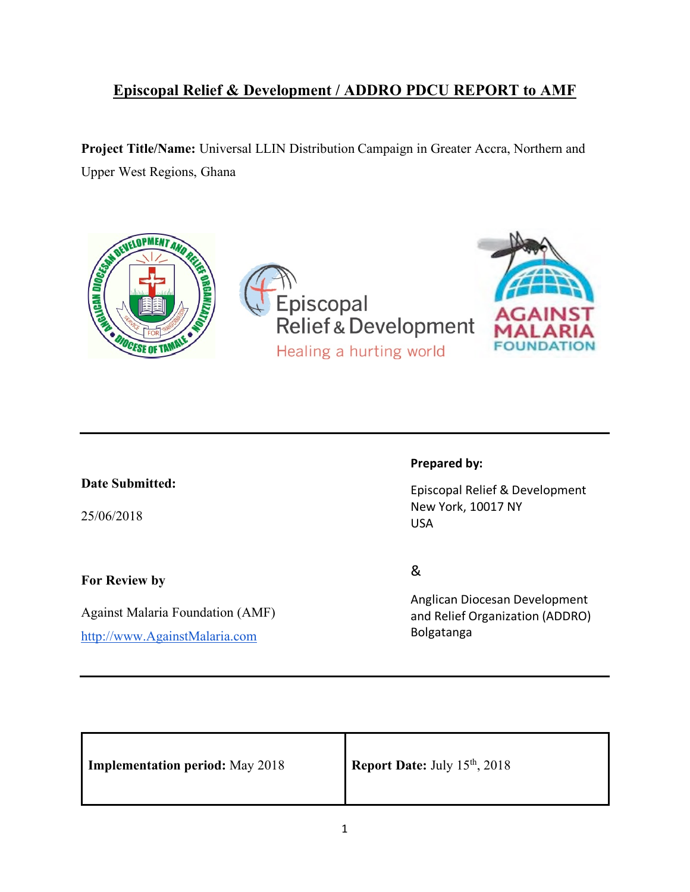# Episcopal Relief & Development / ADDRO PDCU REPORT to AMF

**Project Title/Name:** Universal LLIN Distribution Campaign in Greater Accra, Northern and Upper West Regions, Ghana

**Date Submitted:**

25/06/2018

**Prepared by:**

Episcopal Relief & Development
New York, 10017 NY
USA

&

Anglican Diocesan Development and Relief Organization (ADDRO)
Bolgatanga

**For Review by**

Against Malaria Foundation (AMF)
http://www.AgainstMalaria.com

| **Implementation period:** May 2018 | **Report Date:** July 15th, 2018 |
|---|---|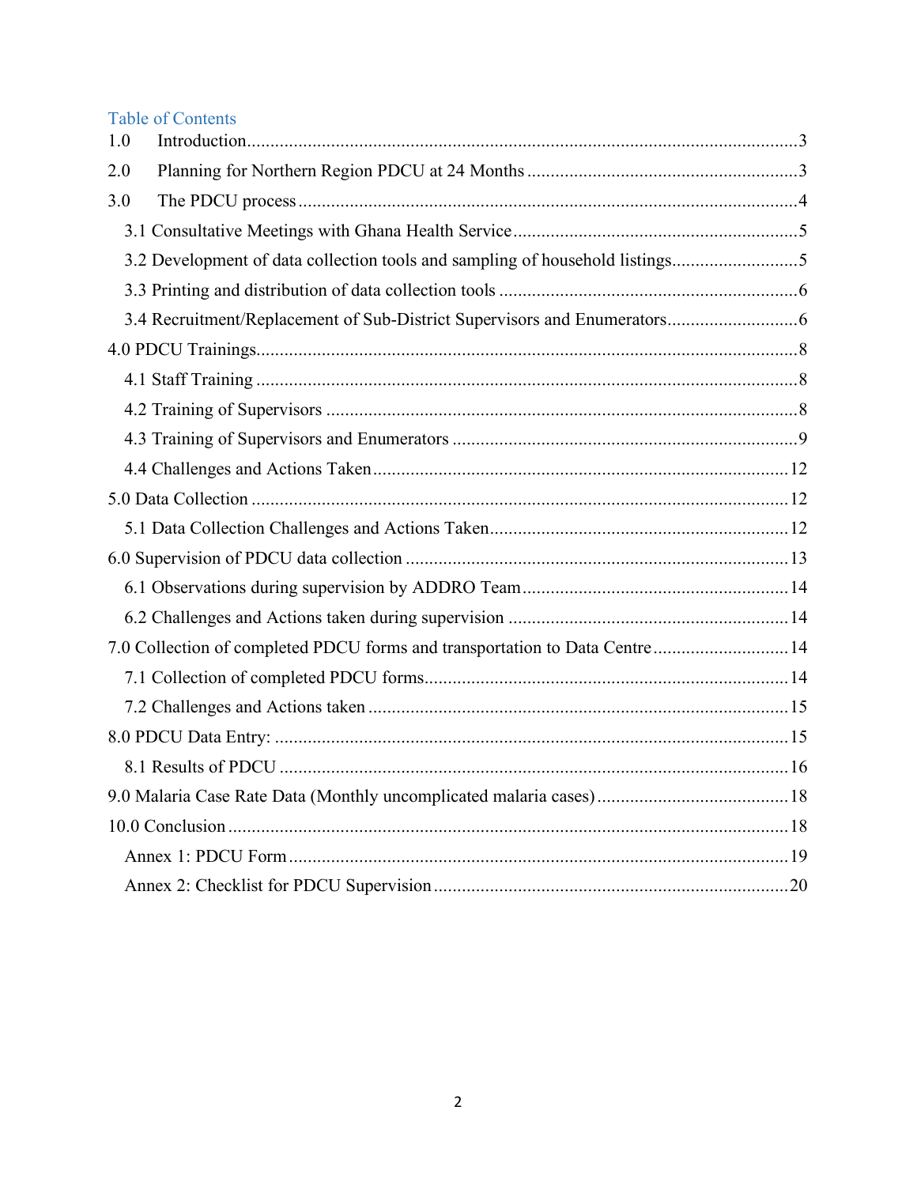# Table of Contents

1.0 Introduction.....3

2.0 Planning for Northern Region PDCU at 24 Months.....3

3.0 The PDCU process.....4

- 3.1 Consultative Meetings with Ghana Health Service.....5
- 3.2 Development of data collection tools and sampling of household listings.....5
- 3.3 Printing and distribution of data collection tools.....6
- 3.4 Recruitment/Replacement of Sub-District Supervisors and Enumerators.....6

4.0 PDCU Trainings.....8

- 4.1 Staff Training.....8
- 4.2 Training of Supervisors.....8
- 4.3 Training of Supervisors and Enumerators.....9
- 4.4 Challenges and Actions Taken.....12

5.0 Data Collection.....12

- 5.1 Data Collection Challenges and Actions Taken.....12

6.0 Supervision of PDCU data collection.....13

- 6.1 Observations during supervision by ADDRO Team.....14
- 6.2 Challenges and Actions taken during supervision.....14

7.0 Collection of completed PDCU forms and transportation to Data Centre.....14

- 7.1 Collection of completed PDCU forms.....14
- 7.2 Challenges and Actions taken.....15

8.0 PDCU Data Entry:.....15

- 8.1 Results of PDCU.....16

9.0 Malaria Case Rate Data (Monthly uncomplicated malaria cases).....18

10.0 Conclusion.....18

- Annex 1: PDCU Form.....19
- Annex 2: Checklist for PDCU Supervision.....20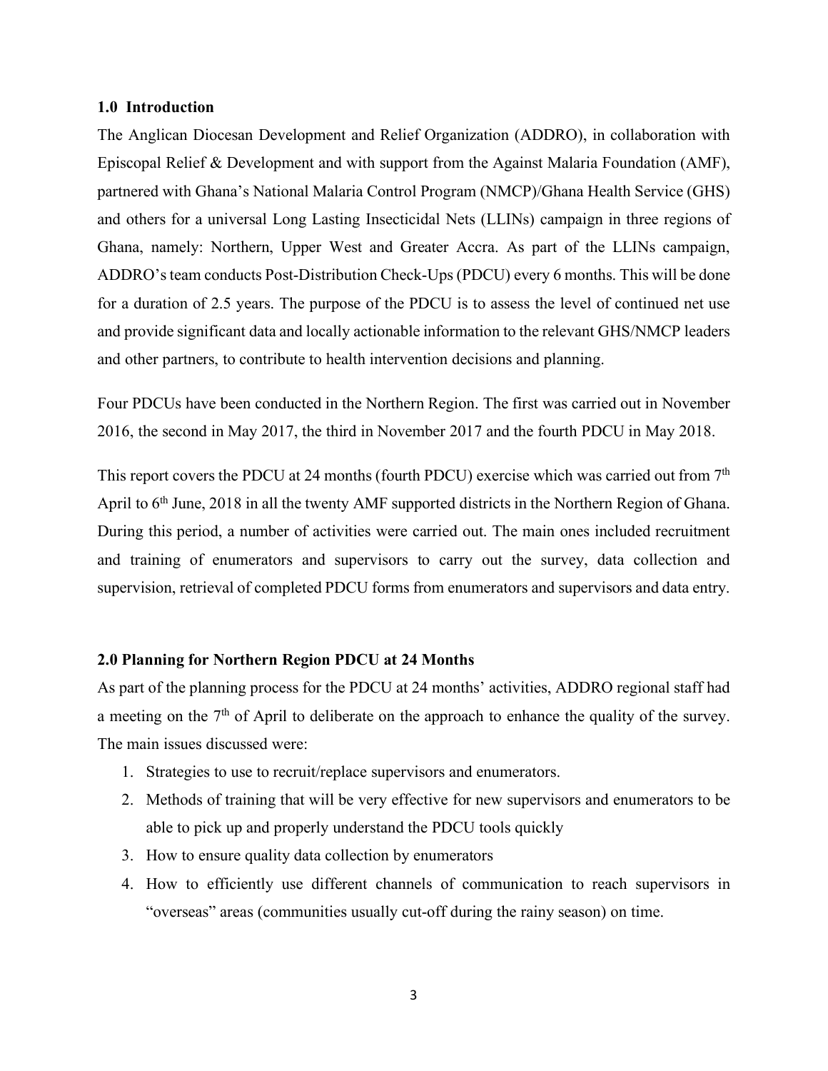## 1.0 Introduction

The Anglican Diocesan Development and Relief Organization (ADDRO), in collaboration with Episcopal Relief & Development and with support from the Against Malaria Foundation (AMF), partnered with Ghana's National Malaria Control Program (NMCP)/Ghana Health Service (GHS) and others for a universal Long Lasting Insecticidal Nets (LLINs) campaign in three regions of Ghana, namely: Northern, Upper West and Greater Accra. As part of the LLINs campaign, ADDRO's team conducts Post-Distribution Check-Ups (PDCU) every 6 months. This will be done for a duration of 2.5 years. The purpose of the PDCU is to assess the level of continued net use and provide significant data and locally actionable information to the relevant GHS/NMCP leaders and other partners, to contribute to health intervention decisions and planning.

Four PDCUs have been conducted in the Northern Region. The first was carried out in November 2016, the second in May 2017, the third in November 2017 and the fourth PDCU in May 2018.

This report covers the PDCU at 24 months (fourth PDCU) exercise which was carried out from 7th April to 6th June, 2018 in all the twenty AMF supported districts in the Northern Region of Ghana. During this period, a number of activities were carried out. The main ones included recruitment and training of enumerators and supervisors to carry out the survey, data collection and supervision, retrieval of completed PDCU forms from enumerators and supervisors and data entry.

## 2.0 Planning for Northern Region PDCU at 24 Months

As part of the planning process for the PDCU at 24 months' activities, ADDRO regional staff had a meeting on the 7th of April to deliberate on the approach to enhance the quality of the survey. The main issues discussed were:

1. Strategies to use to recruit/replace supervisors and enumerators.
2. Methods of training that will be very effective for new supervisors and enumerators to be able to pick up and properly understand the PDCU tools quickly
3. How to ensure quality data collection by enumerators
4. How to efficiently use different channels of communication to reach supervisors in "overseas" areas (communities usually cut-off during the rainy season) on time.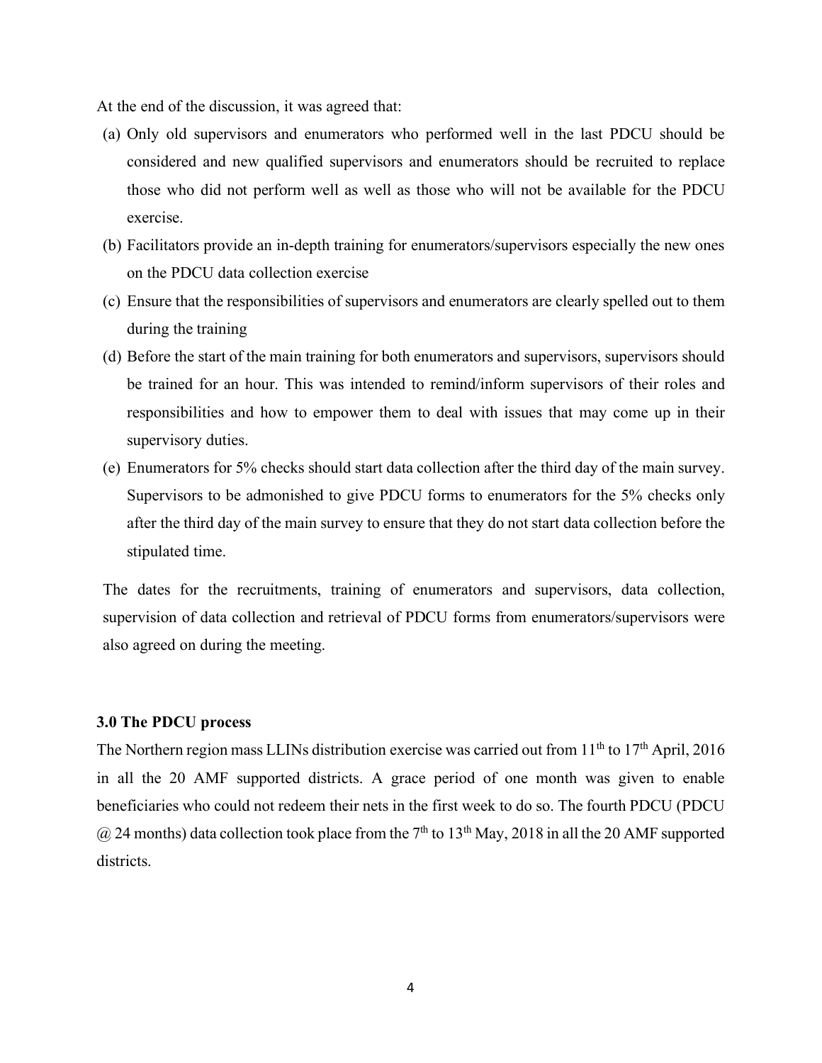At the end of the discussion, it was agreed that:

(a) Only old supervisors and enumerators who performed well in the last PDCU should be considered and new qualified supervisors and enumerators should be recruited to replace those who did not perform well as well as those who will not be available for the PDCU exercise.

(b) Facilitators provide an in-depth training for enumerators/supervisors especially the new ones on the PDCU data collection exercise

(c) Ensure that the responsibilities of supervisors and enumerators are clearly spelled out to them during the training

(d) Before the start of the main training for both enumerators and supervisors, supervisors should be trained for an hour. This was intended to remind/inform supervisors of their roles and responsibilities and how to empower them to deal with issues that may come up in their supervisory duties.

(e) Enumerators for 5% checks should start data collection after the third day of the main survey. Supervisors to be admonished to give PDCU forms to enumerators for the 5% checks only after the third day of the main survey to ensure that they do not start data collection before the stipulated time.

The dates for the recruitments, training of enumerators and supervisors, data collection, supervision of data collection and retrieval of PDCU forms from enumerators/supervisors were also agreed on during the meeting.

### 3.0 The PDCU process

The Northern region mass LLINs distribution exercise was carried out from 11th to 17th April, 2016 in all the 20 AMF supported districts. A grace period of one month was given to enable beneficiaries who could not redeem their nets in the first week to do so. The fourth PDCU (PDCU @ 24 months) data collection took place from the 7th to 13th May, 2018 in all the 20 AMF supported districts.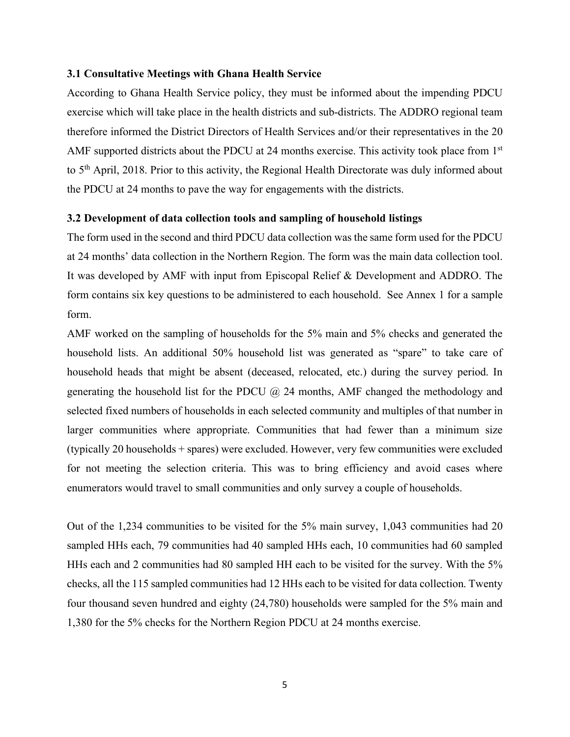### 3.1 Consultative Meetings with Ghana Health Service

According to Ghana Health Service policy, they must be informed about the impending PDCU exercise which will take place in the health districts and sub-districts. The ADDRO regional team therefore informed the District Directors of Health Services and/or their representatives in the 20 AMF supported districts about the PDCU at 24 months exercise. This activity took place from 1st to 5th April, 2018. Prior to this activity, the Regional Health Directorate was duly informed about the PDCU at 24 months to pave the way for engagements with the districts.

### 3.2 Development of data collection tools and sampling of household listings

The form used in the second and third PDCU data collection was the same form used for the PDCU at 24 months' data collection in the Northern Region. The form was the main data collection tool. It was developed by AMF with input from Episcopal Relief & Development and ADDRO. The form contains six key questions to be administered to each household. See Annex 1 for a sample form.

AMF worked on the sampling of households for the 5% main and 5% checks and generated the household lists. An additional 50% household list was generated as "spare" to take care of household heads that might be absent (deceased, relocated, etc.) during the survey period. In generating the household list for the PDCU @ 24 months, AMF changed the methodology and selected fixed numbers of households in each selected community and multiples of that number in larger communities where appropriate. Communities that had fewer than a minimum size (typically 20 households + spares) were excluded. However, very few communities were excluded for not meeting the selection criteria. This was to bring efficiency and avoid cases where enumerators would travel to small communities and only survey a couple of households.

Out of the 1,234 communities to be visited for the 5% main survey, 1,043 communities had 20 sampled HHs each, 79 communities had 40 sampled HHs each, 10 communities had 60 sampled HHs each and 2 communities had 80 sampled HH each to be visited for the survey. With the 5% checks, all the 115 sampled communities had 12 HHs each to be visited for data collection. Twenty four thousand seven hundred and eighty (24,780) households were sampled for the 5% main and 1,380 for the 5% checks for the Northern Region PDCU at 24 months exercise.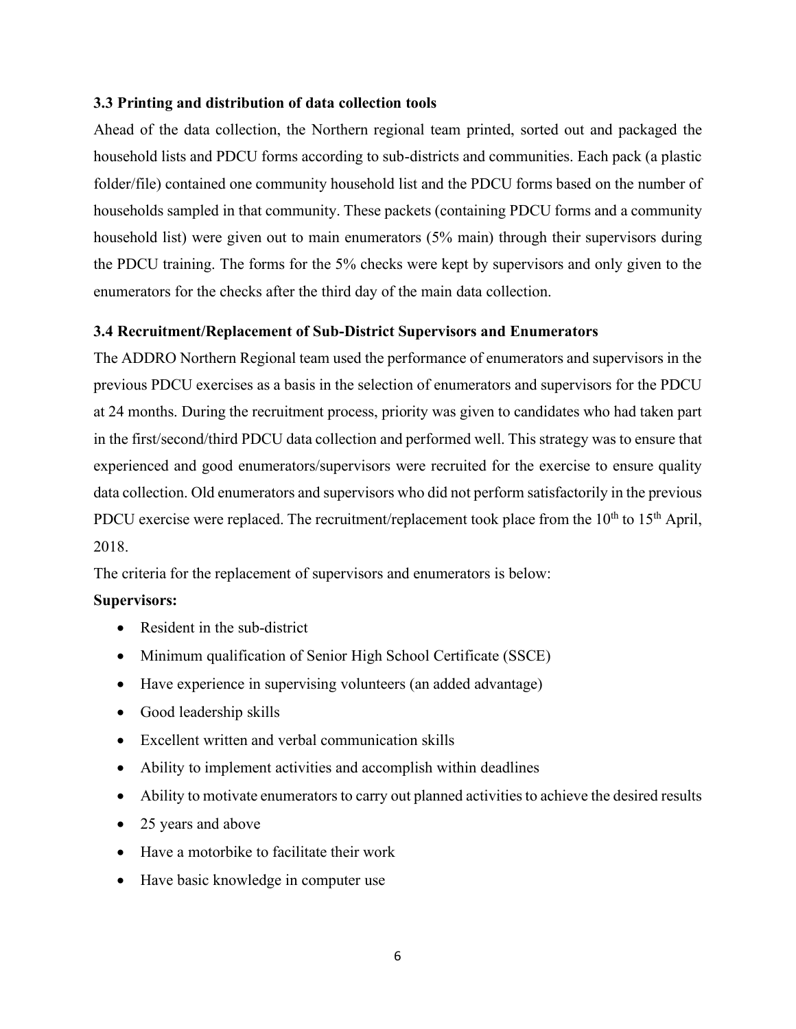### 3.3 Printing and distribution of data collection tools

Ahead of the data collection, the Northern regional team printed, sorted out and packaged the household lists and PDCU forms according to sub-districts and communities. Each pack (a plastic folder/file) contained one community household list and the PDCU forms based on the number of households sampled in that community. These packets (containing PDCU forms and a community household list) were given out to main enumerators (5% main) through their supervisors during the PDCU training. The forms for the 5% checks were kept by supervisors and only given to the enumerators for the checks after the third day of the main data collection.

### 3.4 Recruitment/Replacement of Sub-District Supervisors and Enumerators

The ADDRO Northern Regional team used the performance of enumerators and supervisors in the previous PDCU exercises as a basis in the selection of enumerators and supervisors for the PDCU at 24 months. During the recruitment process, priority was given to candidates who had taken part in the first/second/third PDCU data collection and performed well. This strategy was to ensure that experienced and good enumerators/supervisors were recruited for the exercise to ensure quality data collection. Old enumerators and supervisors who did not perform satisfactorily in the previous PDCU exercise were replaced. The recruitment/replacement took place from the 10th to 15th April, 2018.

The criteria for the replacement of supervisors and enumerators is below:

**Supervisors:**

- Resident in the sub-district
- Minimum qualification of Senior High School Certificate (SSCE)
- Have experience in supervising volunteers (an added advantage)
- Good leadership skills
- Excellent written and verbal communication skills
- Ability to implement activities and accomplish within deadlines
- Ability to motivate enumerators to carry out planned activities to achieve the desired results
- 25 years and above
- Have a motorbike to facilitate their work
- Have basic knowledge in computer use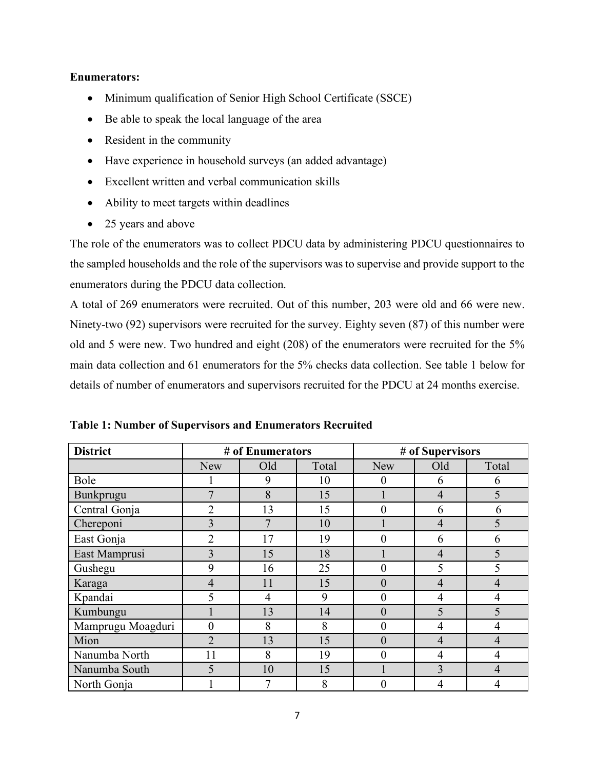**Enumerators:**

- Minimum qualification of Senior High School Certificate (SSCE)
- Be able to speak the local language of the area
- Resident in the community
- Have experience in household surveys (an added advantage)
- Excellent written and verbal communication skills
- Ability to meet targets within deadlines
- 25 years and above

The role of the enumerators was to collect PDCU data by administering PDCU questionnaires to the sampled households and the role of the supervisors was to supervise and provide support to the enumerators during the PDCU data collection.

A total of 269 enumerators were recruited. Out of this number, 203 were old and 66 were new. Ninety-two (92) supervisors were recruited for the survey. Eighty seven (87) of this number were old and 5 were new. Two hundred and eight (208) of the enumerators were recruited for the 5% main data collection and 61 enumerators for the 5% checks data collection. See table 1 below for details of number of enumerators and supervisors recruited for the PDCU at 24 months exercise.

**Table 1: Number of Supervisors and Enumerators Recruited**

| District | # of Enumerators | | | # of Supervisors | | |
|---|---|---|---|---|---|---|
| | New | Old | Total | New | Old | Total |
| Bole | 1 | 9 | 10 | 0 | 6 | 6 |
| Bunkprugu | 7 | 8 | 15 | 1 | 4 | 5 |
| Central Gonja | 2 | 13 | 15 | 0 | 6 | 6 |
| Chereponi | 3 | 7 | 10 | 1 | 4 | 5 |
| East Gonja | 2 | 17 | 19 | 0 | 6 | 6 |
| East Mamprusi | 3 | 15 | 18 | 1 | 4 | 5 |
| Gushegu | 9 | 16 | 25 | 0 | 5 | 5 |
| Karaga | 4 | 11 | 15 | 0 | 4 | 4 |
| Kpandai | 5 | 4 | 9 | 0 | 4 | 4 |
| Kumbungu | 1 | 13 | 14 | 0 | 5 | 5 |
| Mamprugu Moagduri | 0 | 8 | 8 | 0 | 4 | 4 |
| Mion | 2 | 13 | 15 | 0 | 4 | 4 |
| Nanumba North | 11 | 8 | 19 | 0 | 4 | 4 |
| Nanumba South | 5 | 10 | 15 | 1 | 3 | 4 |
| North Gonja | 1 | 7 | 8 | 0 | 4 | 4 |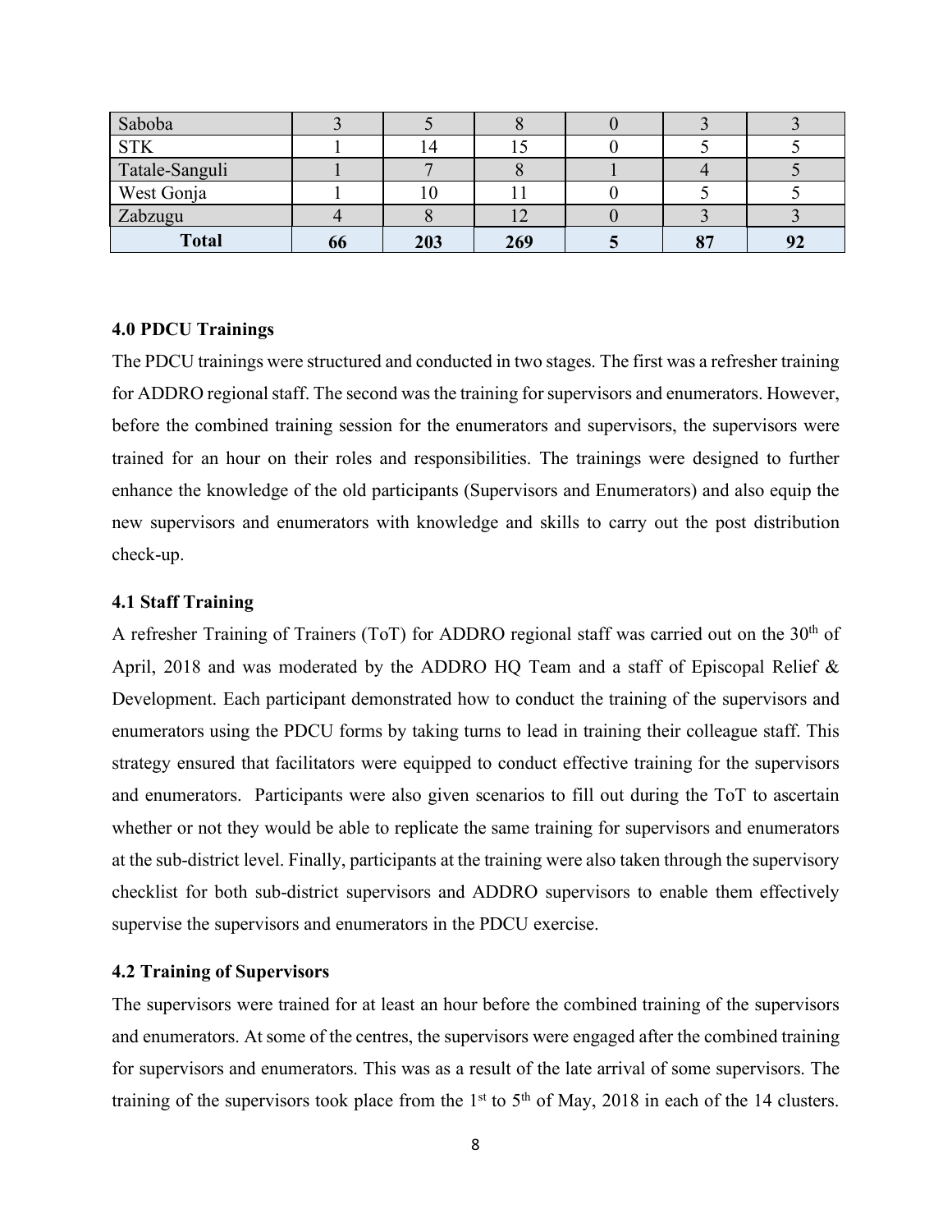| | | | | | | |
|---|---|---|---|---|---|---|
| Saboba | 3 | 5 | 8 | 0 | 3 | 3 |
| STK | 1 | 14 | 15 | 0 | 5 | 5 |
| Tatale-Sanguli | 1 | 7 | 8 | 1 | 4 | 5 |
| West Gonja | 1 | 10 | 11 | 0 | 5 | 5 |
| Zabzugu | 4 | 8 | 12 | 0 | 3 | 3 |
| **Total** | **66** | **203** | **269** | **5** | **87** | **92** |

### 4.0 PDCU Trainings

The PDCU trainings were structured and conducted in two stages. The first was a refresher training for ADDRO regional staff. The second was the training for supervisors and enumerators. However, before the combined training session for the enumerators and supervisors, the supervisors were trained for an hour on their roles and responsibilities. The trainings were designed to further enhance the knowledge of the old participants (Supervisors and Enumerators) and also equip the new supervisors and enumerators with knowledge and skills to carry out the post distribution check-up.

### 4.1 Staff Training

A refresher Training of Trainers (ToT) for ADDRO regional staff was carried out on the 30th of April, 2018 and was moderated by the ADDRO HQ Team and a staff of Episcopal Relief & Development. Each participant demonstrated how to conduct the training of the supervisors and enumerators using the PDCU forms by taking turns to lead in training their colleague staff. This strategy ensured that facilitators were equipped to conduct effective training for the supervisors and enumerators. Participants were also given scenarios to fill out during the ToT to ascertain whether or not they would be able to replicate the same training for supervisors and enumerators at the sub-district level. Finally, participants at the training were also taken through the supervisory checklist for both sub-district supervisors and ADDRO supervisors to enable them effectively supervise the supervisors and enumerators in the PDCU exercise.

### 4.2 Training of Supervisors

The supervisors were trained for at least an hour before the combined training of the supervisors and enumerators. At some of the centres, the supervisors were engaged after the combined training for supervisors and enumerators. This was as a result of the late arrival of some supervisors. The training of the supervisors took place from the 1st to 5th of May, 2018 in each of the 14 clusters.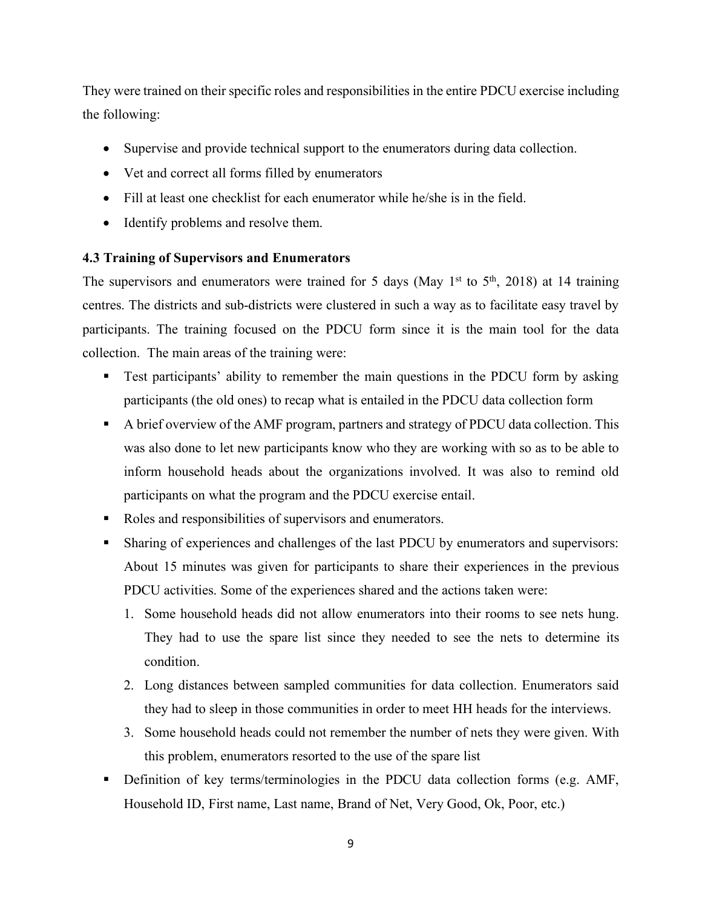They were trained on their specific roles and responsibilities in the entire PDCU exercise including the following:

- Supervise and provide technical support to the enumerators during data collection.
- Vet and correct all forms filled by enumerators
- Fill at least one checklist for each enumerator while he/she is in the field.
- Identify problems and resolve them.

### 4.3 Training of Supervisors and Enumerators

The supervisors and enumerators were trained for 5 days (May 1st to 5th, 2018) at 14 training centres. The districts and sub-districts were clustered in such a way as to facilitate easy travel by participants. The training focused on the PDCU form since it is the main tool for the data collection. The main areas of the training were:

- Test participants' ability to remember the main questions in the PDCU form by asking participants (the old ones) to recap what is entailed in the PDCU data collection form
- A brief overview of the AMF program, partners and strategy of PDCU data collection. This was also done to let new participants know who they are working with so as to be able to inform household heads about the organizations involved. It was also to remind old participants on what the program and the PDCU exercise entail.
- Roles and responsibilities of supervisors and enumerators.
- Sharing of experiences and challenges of the last PDCU by enumerators and supervisors: About 15 minutes was given for participants to share their experiences in the previous PDCU activities. Some of the experiences shared and the actions taken were:
    1. Some household heads did not allow enumerators into their rooms to see nets hung. They had to use the spare list since they needed to see the nets to determine its condition.
    2. Long distances between sampled communities for data collection. Enumerators said they had to sleep in those communities in order to meet HH heads for the interviews.
    3. Some household heads could not remember the number of nets they were given. With this problem, enumerators resorted to the use of the spare list
- Definition of key terms/terminologies in the PDCU data collection forms (e.g. AMF, Household ID, First name, Last name, Brand of Net, Very Good, Ok, Poor, etc.)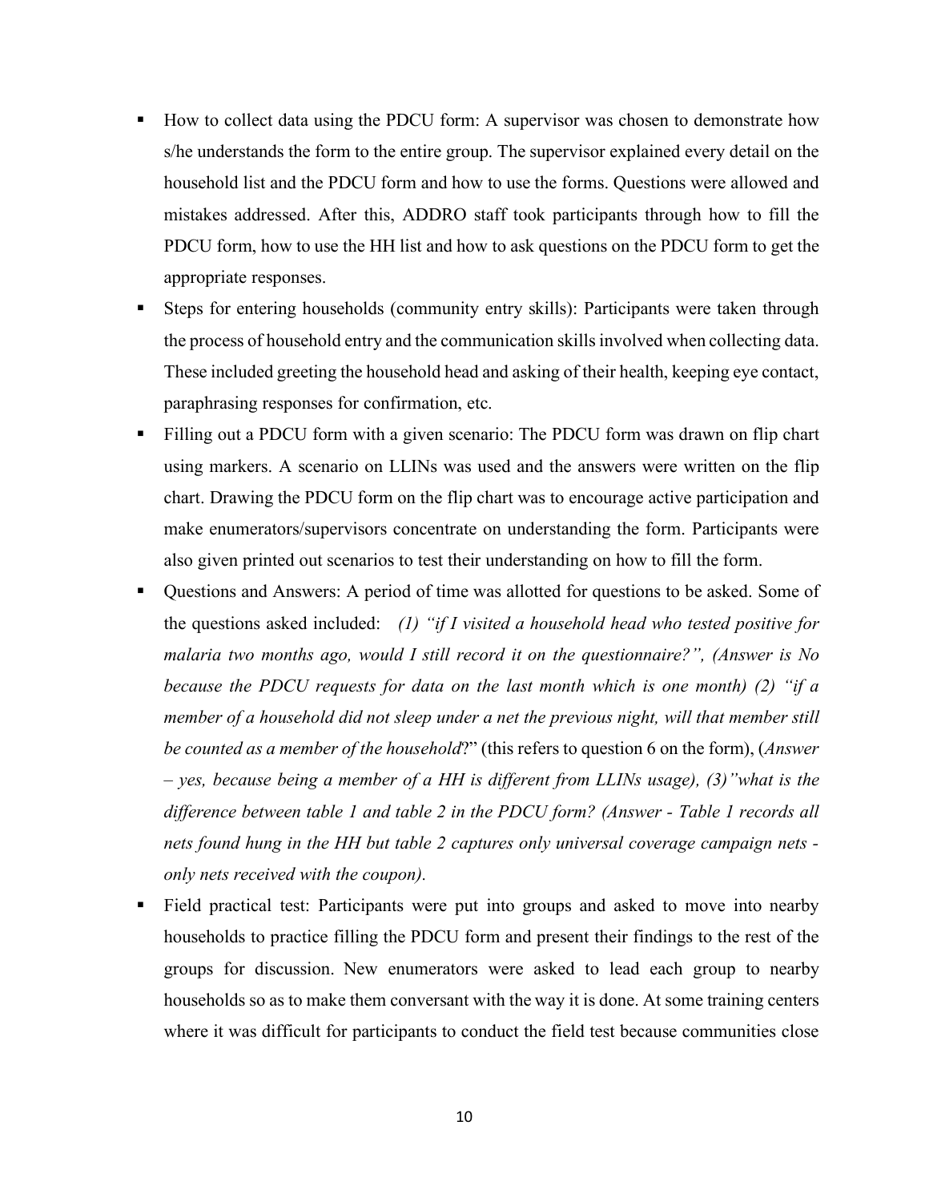- How to collect data using the PDCU form: A supervisor was chosen to demonstrate how s/he understands the form to the entire group. The supervisor explained every detail on the household list and the PDCU form and how to use the forms. Questions were allowed and mistakes addressed. After this, ADDRO staff took participants through how to fill the PDCU form, how to use the HH list and how to ask questions on the PDCU form to get the appropriate responses.
- Steps for entering households (community entry skills): Participants were taken through the process of household entry and the communication skills involved when collecting data. These included greeting the household head and asking of their health, keeping eye contact, paraphrasing responses for confirmation, etc.
- Filling out a PDCU form with a given scenario: The PDCU form was drawn on flip chart using markers. A scenario on LLINs was used and the answers were written on the flip chart. Drawing the PDCU form on the flip chart was to encourage active participation and make enumerators/supervisors concentrate on understanding the form. Participants were also given printed out scenarios to test their understanding on how to fill the form.
- Questions and Answers: A period of time was allotted for questions to be asked. Some of the questions asked included: *(1) "if I visited a household head who tested positive for malaria two months ago, would I still record it on the questionnaire?", (Answer is No because the PDCU requests for data on the last month which is one month) (2) "if a member of a household did not sleep under a net the previous night, will that member still be counted as a member of the household*?" (this refers to question 6 on the form), (*Answer – yes, because being a member of a HH is different from LLINs usage), (3)"what is the difference between table 1 and table 2 in the PDCU form? (Answer - Table 1 records all nets found hung in the HH but table 2 captures only universal coverage campaign nets - only nets received with the coupon).*
- Field practical test: Participants were put into groups and asked to move into nearby households to practice filling the PDCU form and present their findings to the rest of the groups for discussion. New enumerators were asked to lead each group to nearby households so as to make them conversant with the way it is done. At some training centers where it was difficult for participants to conduct the field test because communities close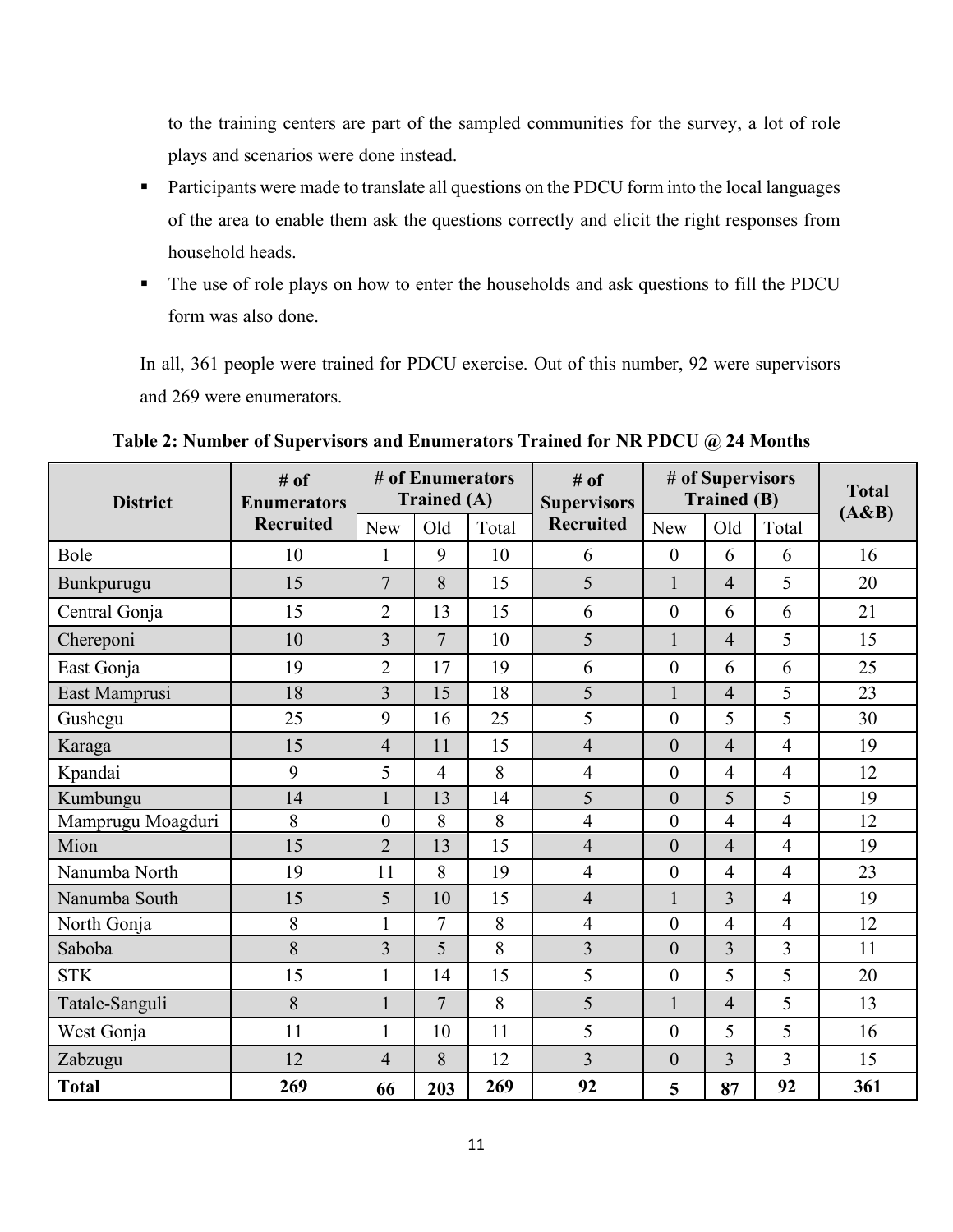to the training centers are part of the sampled communities for the survey, a lot of role plays and scenarios were done instead.

- Participants were made to translate all questions on the PDCU form into the local languages of the area to enable them ask the questions correctly and elicit the right responses from household heads.
- The use of role plays on how to enter the households and ask questions to fill the PDCU form was also done.

In all, 361 people were trained for PDCU exercise. Out of this number, 92 were supervisors and 269 were enumerators.

**Table 2: Number of Supervisors and Enumerators Trained for NR PDCU @ 24 Months**

| District | # of Enumerators Recruited | # of Enumerators Trained (A) | | | # of Supervisors Recruited | # of Supervisors Trained (B) | | | Total (A&B) |
|---|---|---|---|---|---|---|---|---|---|
| | | New | Old | Total | | New | Old | Total | |
| Bole | 10 | 1 | 9 | 10 | 6 | 0 | 6 | 6 | 16 |
| Bunkpurugu | 15 | 7 | 8 | 15 | 5 | 1 | 4 | 5 | 20 |
| Central Gonja | 15 | 2 | 13 | 15 | 6 | 0 | 6 | 6 | 21 |
| Chereponi | 10 | 3 | 7 | 10 | 5 | 1 | 4 | 5 | 15 |
| East Gonja | 19 | 2 | 17 | 19 | 6 | 0 | 6 | 6 | 25 |
| East Mamprusi | 18 | 3 | 15 | 18 | 5 | 1 | 4 | 5 | 23 |
| Gushegu | 25 | 9 | 16 | 25 | 5 | 0 | 5 | 5 | 30 |
| Karaga | 15 | 4 | 11 | 15 | 4 | 0 | 4 | 4 | 19 |
| Kpandai | 9 | 5 | 4 | 8 | 4 | 0 | 4 | 4 | 12 |
| Kumbungu | 14 | 1 | 13 | 14 | 5 | 0 | 5 | 5 | 19 |
| Mamprugu Moagduri | 8 | 0 | 8 | 8 | 4 | 0 | 4 | 4 | 12 |
| Mion | 15 | 2 | 13 | 15 | 4 | 0 | 4 | 4 | 19 |
| Nanumba North | 19 | 11 | 8 | 19 | 4 | 0 | 4 | 4 | 23 |
| Nanumba South | 15 | 5 | 10 | 15 | 4 | 1 | 3 | 4 | 19 |
| North Gonja | 8 | 1 | 7 | 8 | 4 | 0 | 4 | 4 | 12 |
| Saboba | 8 | 3 | 5 | 8 | 3 | 0 | 3 | 3 | 11 |
| STK | 15 | 1 | 14 | 15 | 5 | 0 | 5 | 5 | 20 |
| Tatale-Sanguli | 8 | 1 | 7 | 8 | 5 | 1 | 4 | 5 | 13 |
| West Gonja | 11 | 1 | 10 | 11 | 5 | 0 | 5 | 5 | 16 |
| Zabzugu | 12 | 4 | 8 | 12 | 3 | 0 | 3 | 3 | 15 |
| **Total** | **269** | **66** | **203** | **269** | **92** | **5** | **87** | **92** | **361** |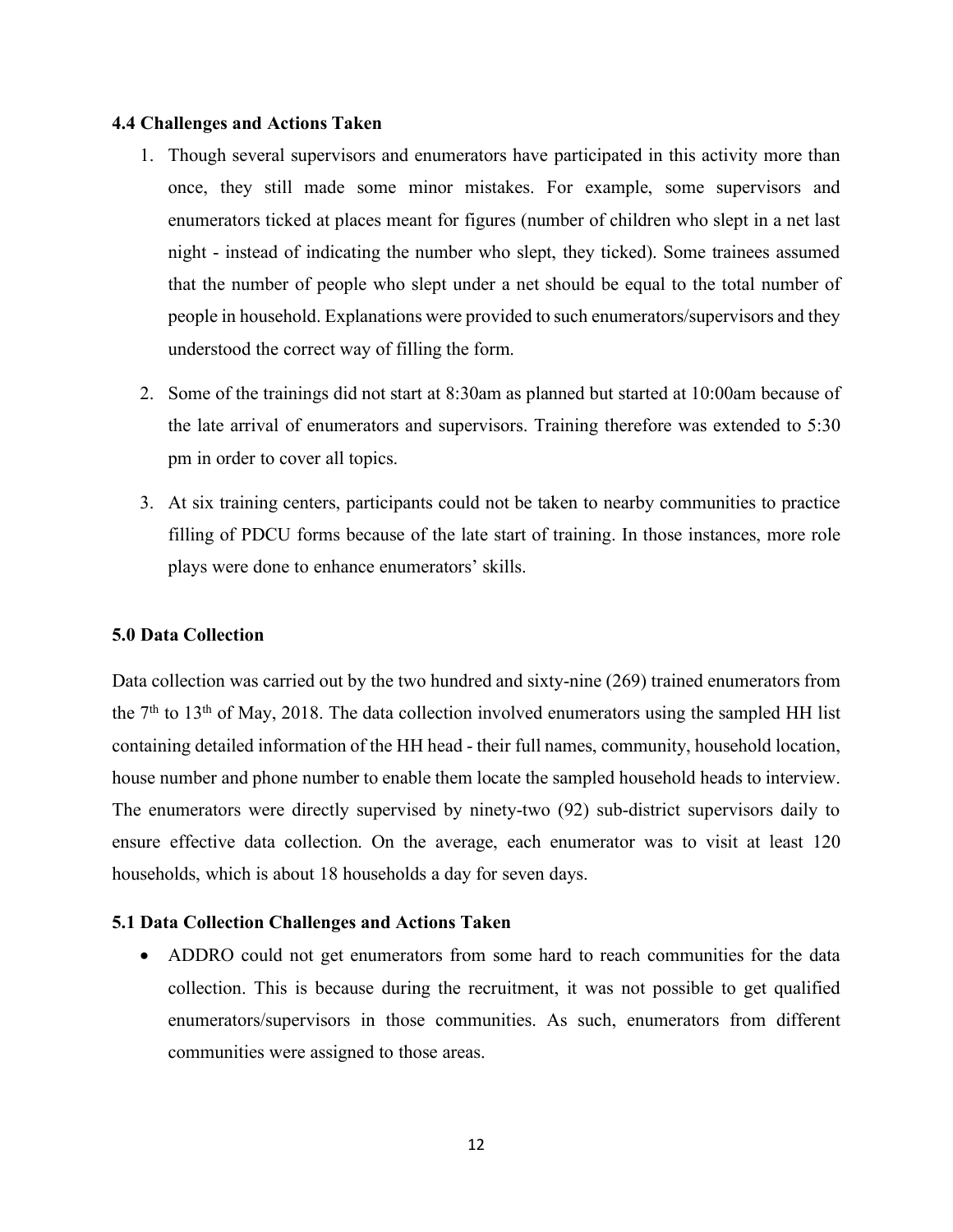### 4.4 Challenges and Actions Taken

1. Though several supervisors and enumerators have participated in this activity more than once, they still made some minor mistakes. For example, some supervisors and enumerators ticked at places meant for figures (number of children who slept in a net last night - instead of indicating the number who slept, they ticked). Some trainees assumed that the number of people who slept under a net should be equal to the total number of people in household. Explanations were provided to such enumerators/supervisors and they understood the correct way of filling the form.

2. Some of the trainings did not start at 8:30am as planned but started at 10:00am because of the late arrival of enumerators and supervisors. Training therefore was extended to 5:30 pm in order to cover all topics.

3. At six training centers, participants could not be taken to nearby communities to practice filling of PDCU forms because of the late start of training. In those instances, more role plays were done to enhance enumerators' skills.

## 5.0 Data Collection

Data collection was carried out by the two hundred and sixty-nine (269) trained enumerators from the 7th to 13th of May, 2018. The data collection involved enumerators using the sampled HH list containing detailed information of the HH head - their full names, community, household location, house number and phone number to enable them locate the sampled household heads to interview. The enumerators were directly supervised by ninety-two (92) sub-district supervisors daily to ensure effective data collection. On the average, each enumerator was to visit at least 120 households, which is about 18 households a day for seven days.

### 5.1 Data Collection Challenges and Actions Taken

- ADDRO could not get enumerators from some hard to reach communities for the data collection. This is because during the recruitment, it was not possible to get qualified enumerators/supervisors in those communities. As such, enumerators from different communities were assigned to those areas.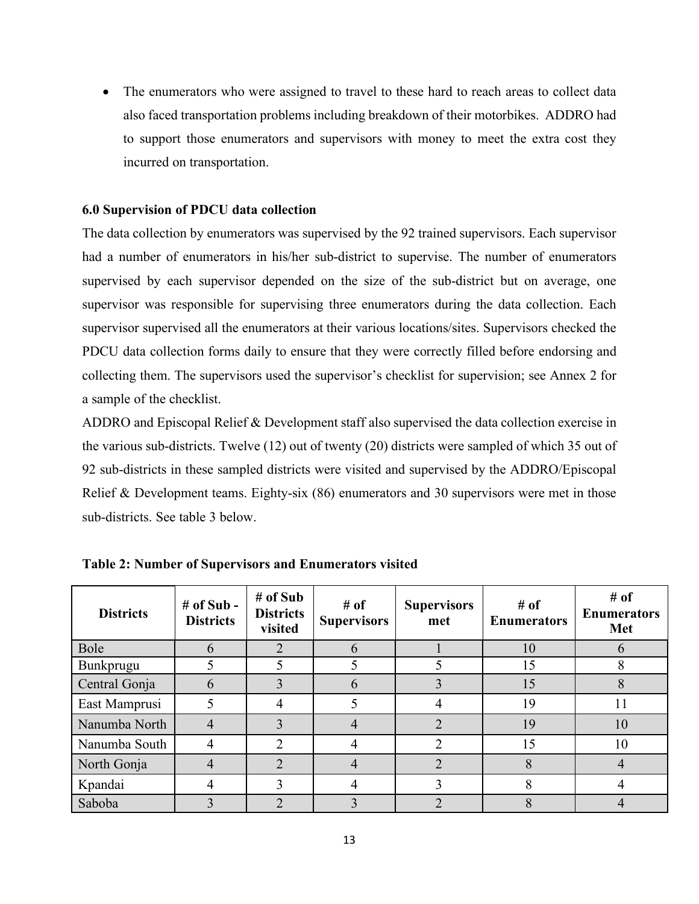- The enumerators who were assigned to travel to these hard to reach areas to collect data also faced transportation problems including breakdown of their motorbikes. ADDRO had to support those enumerators and supervisors with money to meet the extra cost they incurred on transportation.

### 6.0 Supervision of PDCU data collection

The data collection by enumerators was supervised by the 92 trained supervisors. Each supervisor had a number of enumerators in his/her sub-district to supervise. The number of enumerators supervised by each supervisor depended on the size of the sub-district but on average, one supervisor was responsible for supervising three enumerators during the data collection. Each supervisor supervised all the enumerators at their various locations/sites. Supervisors checked the PDCU data collection forms daily to ensure that they were correctly filled before endorsing and collecting them. The supervisors used the supervisor's checklist for supervision; see Annex 2 for a sample of the checklist.

ADDRO and Episcopal Relief & Development staff also supervised the data collection exercise in the various sub-districts. Twelve (12) out of twenty (20) districts were sampled of which 35 out of 92 sub-districts in these sampled districts were visited and supervised by the ADDRO/Episcopal Relief & Development teams. Eighty-six (86) enumerators and 30 supervisors were met in those sub-districts. See table 3 below.

**Table 2: Number of Supervisors and Enumerators visited**

| Districts | # of Sub - Districts | # of Sub Districts visited | # of Supervisors | Supervisors met | # of Enumerators | # of Enumerators Met |
|---|---|---|---|---|---|---|
| Bole | 6 | 2 | 6 | 1 | 10 | 6 |
| Bunkprugu | 5 | 5 | 5 | 5 | 15 | 8 |
| Central Gonja | 6 | 3 | 6 | 3 | 15 | 8 |
| East Mamprusi | 5 | 4 | 5 | 4 | 19 | 11 |
| Nanumba North | 4 | 3 | 4 | 2 | 19 | 10 |
| Nanumba South | 4 | 2 | 4 | 2 | 15 | 10 |
| North Gonja | 4 | 2 | 4 | 2 | 8 | 4 |
| Kpandai | 4 | 3 | 4 | 3 | 8 | 4 |
| Saboba | 3 | 2 | 3 | 2 | 8 | 4 |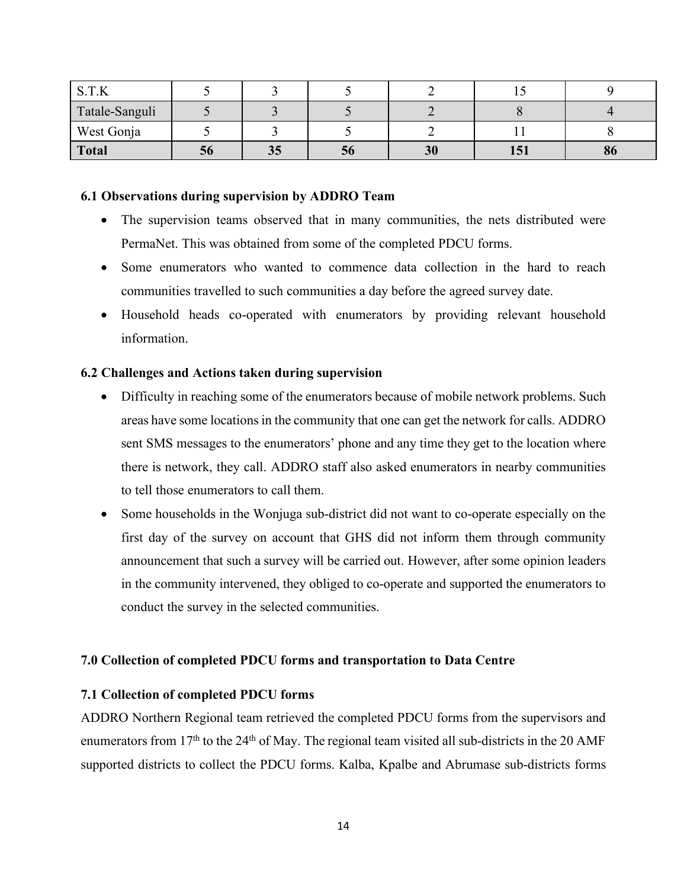| S.T.K | 5 | 3 | 5 | 2 | 15 | 9 |
|---|---|---|---|---|---|---|
| Tatale-Sanguli | 5 | 3 | 5 | 2 | 8 | 4 |
| West Gonja | 5 | 3 | 5 | 2 | 11 | 8 |
| **Total** | **56** | **35** | **56** | **30** | **151** | **86** |

### 6.1 Observations during supervision by ADDRO Team

- The supervision teams observed that in many communities, the nets distributed were PermaNet. This was obtained from some of the completed PDCU forms.
- Some enumerators who wanted to commence data collection in the hard to reach communities travelled to such communities a day before the agreed survey date.
- Household heads co-operated with enumerators by providing relevant household information.

### 6.2 Challenges and Actions taken during supervision

- Difficulty in reaching some of the enumerators because of mobile network problems. Such areas have some locations in the community that one can get the network for calls. ADDRO sent SMS messages to the enumerators' phone and any time they get to the location where there is network, they call. ADDRO staff also asked enumerators in nearby communities to tell those enumerators to call them.
- Some households in the Wonjuga sub-district did not want to co-operate especially on the first day of the survey on account that GHS did not inform them through community announcement that such a survey will be carried out. However, after some opinion leaders in the community intervened, they obliged to co-operate and supported the enumerators to conduct the survey in the selected communities.

## 7.0 Collection of completed PDCU forms and transportation to Data Centre

### 7.1 Collection of completed PDCU forms

ADDRO Northern Regional team retrieved the completed PDCU forms from the supervisors and enumerators from 17th to the 24th of May. The regional team visited all sub-districts in the 20 AMF supported districts to collect the PDCU forms. Kalba, Kpalbe and Abrumase sub-districts forms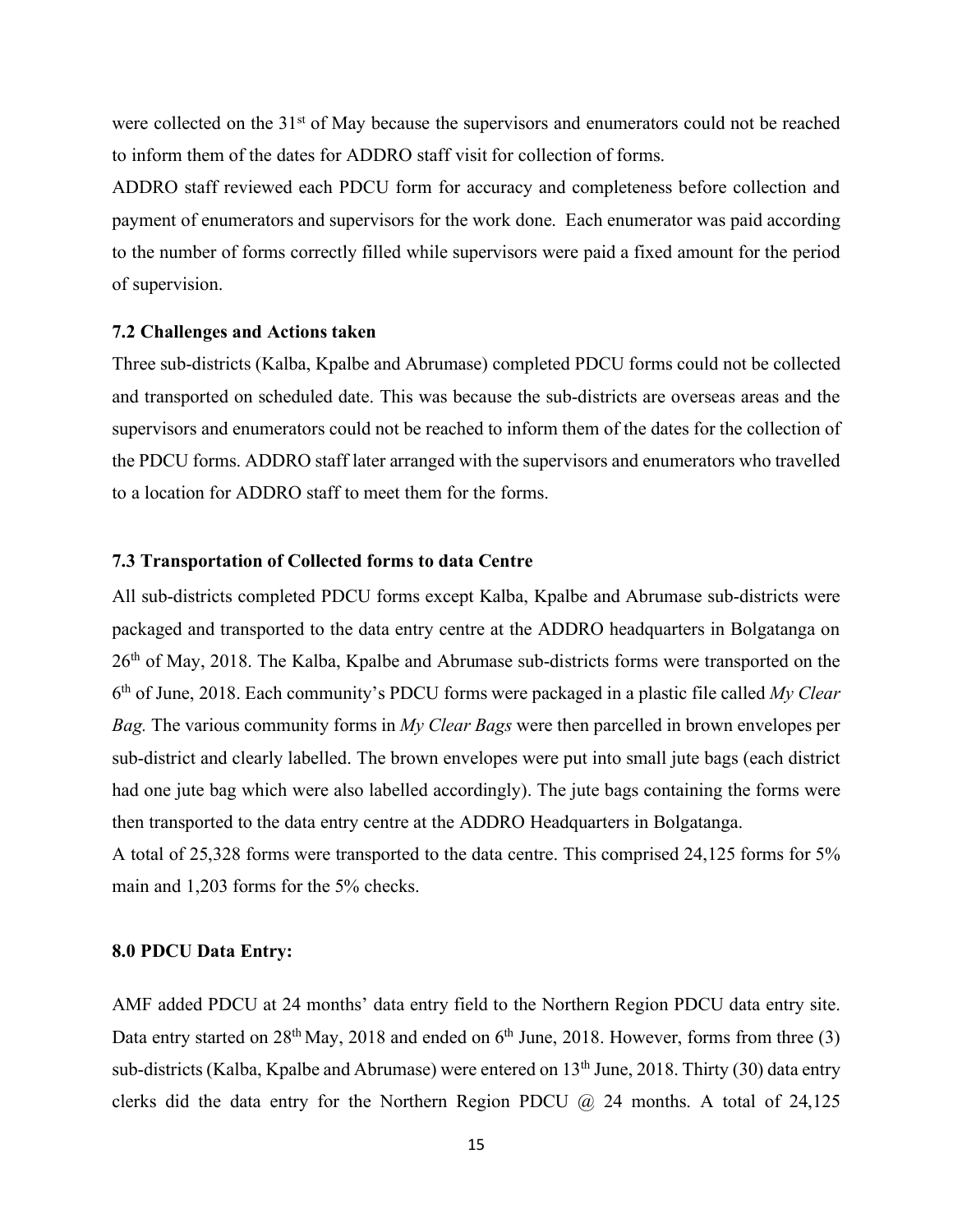were collected on the 31st of May because the supervisors and enumerators could not be reached to inform them of the dates for ADDRO staff visit for collection of forms.

ADDRO staff reviewed each PDCU form for accuracy and completeness before collection and payment of enumerators and supervisors for the work done. Each enumerator was paid according to the number of forms correctly filled while supervisors were paid a fixed amount for the period of supervision.

### 7.2 Challenges and Actions taken

Three sub-districts (Kalba, Kpalbe and Abrumase) completed PDCU forms could not be collected and transported on scheduled date. This was because the sub-districts are overseas areas and the supervisors and enumerators could not be reached to inform them of the dates for the collection of the PDCU forms. ADDRO staff later arranged with the supervisors and enumerators who travelled to a location for ADDRO staff to meet them for the forms.

### 7.3 Transportation of Collected forms to data Centre

All sub-districts completed PDCU forms except Kalba, Kpalbe and Abrumase sub-districts were packaged and transported to the data entry centre at the ADDRO headquarters in Bolgatanga on 26th of May, 2018. The Kalba, Kpalbe and Abrumase sub-districts forms were transported on the 6th of June, 2018. Each community's PDCU forms were packaged in a plastic file called *My Clear Bag.* The various community forms in *My Clear Bags* were then parcelled in brown envelopes per sub-district and clearly labelled. The brown envelopes were put into small jute bags (each district had one jute bag which were also labelled accordingly). The jute bags containing the forms were then transported to the data entry centre at the ADDRO Headquarters in Bolgatanga.

A total of 25,328 forms were transported to the data centre. This comprised 24,125 forms for 5% main and 1,203 forms for the 5% checks.

## 8.0 PDCU Data Entry:

AMF added PDCU at 24 months' data entry field to the Northern Region PDCU data entry site. Data entry started on 28th May, 2018 and ended on 6th June, 2018. However, forms from three (3) sub-districts (Kalba, Kpalbe and Abrumase) were entered on 13th June, 2018. Thirty (30) data entry clerks did the data entry for the Northern Region PDCU @ 24 months. A total of 24,125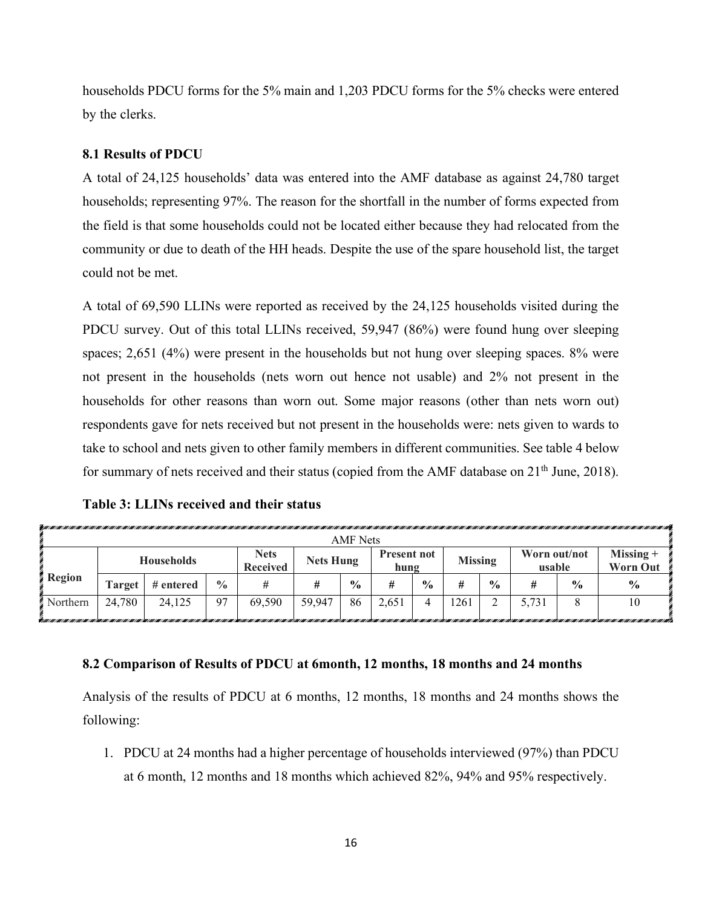households PDCU forms for the 5% main and 1,203 PDCU forms for the 5% checks were entered by the clerks.

### 8.1 Results of PDCU

A total of 24,125 households' data was entered into the AMF database as against 24,780 target households; representing 97%. The reason for the shortfall in the number of forms expected from the field is that some households could not be located either because they had relocated from the community or due to death of the HH heads. Despite the use of the spare household list, the target could not be met.

A total of 69,590 LLINs were reported as received by the 24,125 households visited during the PDCU survey. Out of this total LLINs received, 59,947 (86%) were found hung over sleeping spaces; 2,651 (4%) were present in the households but not hung over sleeping spaces. 8% were not present in the households (nets worn out hence not usable) and 2% not present in the households for other reasons than worn out. Some major reasons (other than nets worn out) respondents gave for nets received but not present in the households were: nets given to wards to take to school and nets given to other family members in different communities. See table 4 below for summary of nets received and their status (copied from the AMF database on 21th June, 2018).

**Table 3: LLINs received and their status**

| AMF Nets | | | | | | | | | | | | | |
|---|---|---|---|---|---|---|---|---|---|---|---|---|---|
| Region | Households | | | Nets Received | Nets Hung | | Present not hung | | Missing | | Worn out/not usable | | Missing + Worn Out |
| | Target | # entered | % | # | # | % | # | % | # | % | # | % | % |
| Northern | 24,780 | 24,125 | 97 | 69,590 | 59,947 | 86 | 2,651 | 4 | 1261 | 2 | 5,731 | 8 | 10 |

### 8.2 Comparison of Results of PDCU at 6month, 12 months, 18 months and 24 months

Analysis of the results of PDCU at 6 months, 12 months, 18 months and 24 months shows the following:

1. PDCU at 24 months had a higher percentage of households interviewed (97%) than PDCU at 6 month, 12 months and 18 months which achieved 82%, 94% and 95% respectively.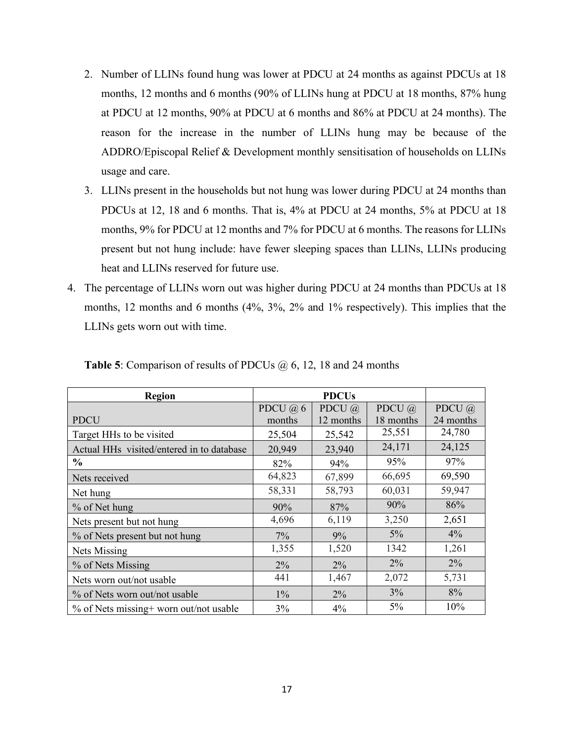2. Number of LLINs found hung was lower at PDCU at 24 months as against PDCUs at 18 months, 12 months and 6 months (90% of LLINs hung at PDCU at 18 months, 87% hung at PDCU at 12 months, 90% at PDCU at 6 months and 86% at PDCU at 24 months). The reason for the increase in the number of LLINs hung may be because of the ADDRO/Episcopal Relief & Development monthly sensitisation of households on LLINs usage and care.
3. LLINs present in the households but not hung was lower during PDCU at 24 months than PDCUs at 12, 18 and 6 months. That is, 4% at PDCU at 24 months, 5% at PDCU at 18 months, 9% for PDCU at 12 months and 7% for PDCU at 6 months. The reasons for LLINs present but not hung include: have fewer sleeping spaces than LLINs, LLINs producing heat and LLINs reserved for future use.

4. The percentage of LLINs worn out was higher during PDCU at 24 months than PDCUs at 18 months, 12 months and 6 months (4%, 3%, 2% and 1% respectively). This implies that the LLINs gets worn out with time.

**Table 5**: Comparison of results of PDCUs @ 6, 12, 18 and 24 months

| Region | PDCUs | | | |
|---|---|---|---|---|
| PDCU | PDCU @ 6 months | PDCU @ 12 months | PDCU @ 18 months | PDCU @ 24 months |
| Target HHs to be visited | 25,504 | 25,542 | 25,551 | 24,780 |
| Actual HHs visited/entered in to database | 20,949 | 23,940 | 24,171 | 24,125 |
| **%** | 82% | 94% | 95% | 97% |
| Nets received | 64,823 | 67,899 | 66,695 | 69,590 |
| Net hung | 58,331 | 58,793 | 60,031 | 59,947 |
| % of Net hung | 90% | 87% | 90% | 86% |
| Nets present but not hung | 4,696 | 6,119 | 3,250 | 2,651 |
| % of Nets present but not hung | 7% | 9% | 5% | 4% |
| Nets Missing | 1,355 | 1,520 | 1342 | 1,261 |
| % of Nets Missing | 2% | 2% | 2% | 2% |
| Nets worn out/not usable | 441 | 1,467 | 2,072 | 5,731 |
| % of Nets worn out/not usable | 1% | 2% | 3% | 8% |
| % of Nets missing+ worn out/not usable | 3% | 4% | 5% | 10% |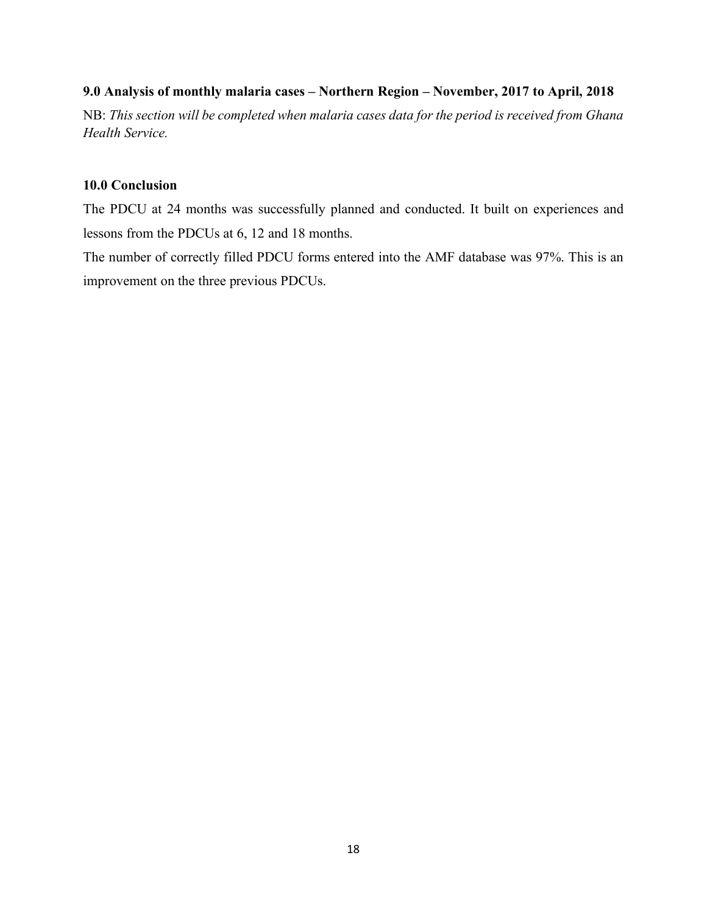### 9.0 Analysis of monthly malaria cases – Northern Region – November, 2017 to April, 2018

NB: *This section will be completed when malaria cases data for the period is received from Ghana Health Service.*

### 10.0 Conclusion

The PDCU at 24 months was successfully planned and conducted. It built on experiences and lessons from the PDCUs at 6, 12 and 18 months.

The number of correctly filled PDCU forms entered into the AMF database was 97%. This is an improvement on the three previous PDCUs.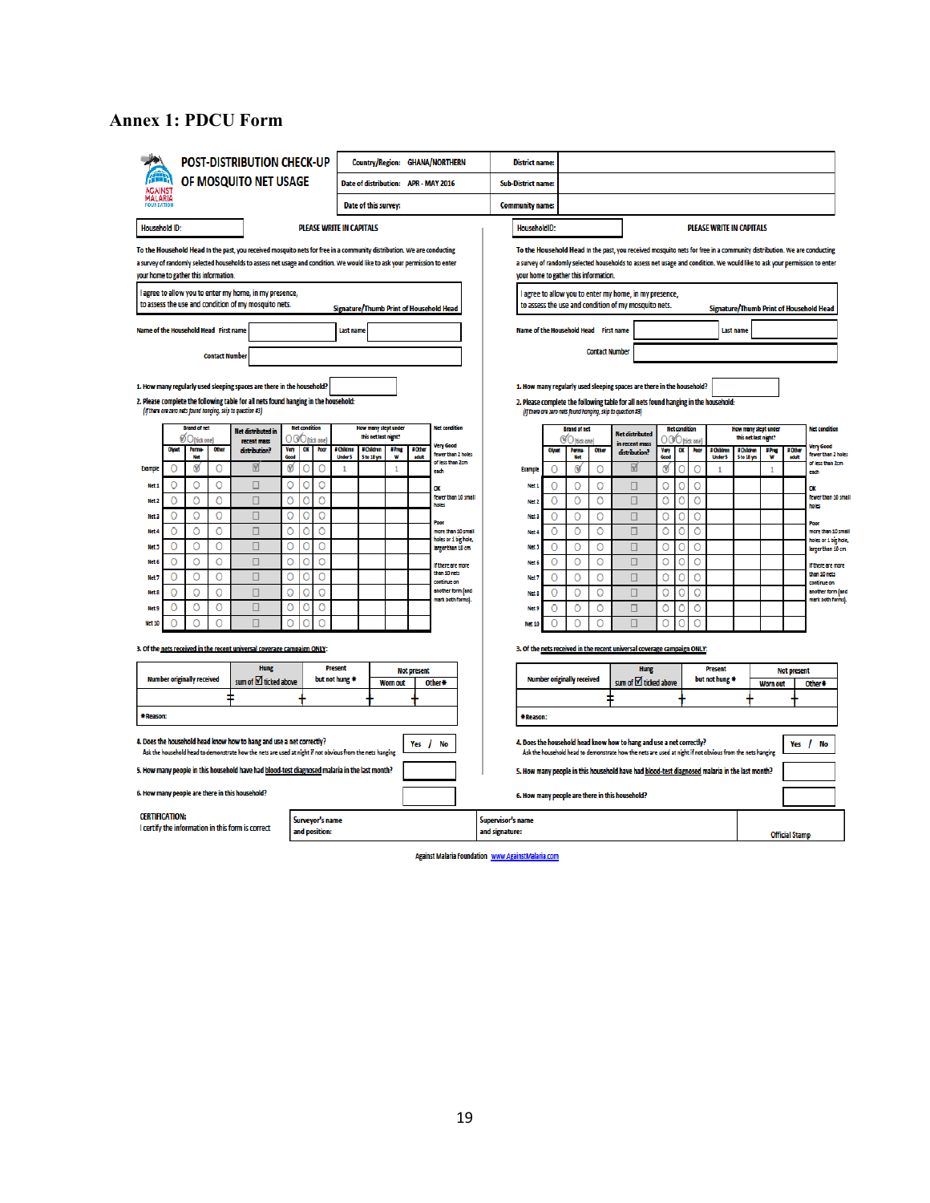# Annex 1: PDCU Form

**POST-DISTRIBUTION CHECK-UP OF MOSQUITO NET USAGE**

AGAINST MALARIA FOUNDATION

| Country/Region: GHANA/NORTHERN | District name: |
|---|---|
| Date of distribution: APR - MAY 2016 | Sub-District name: |
| Date of this survey: | Community name: |

Household ID: ____________ PLEASE WRITE IN CAPITALS

To the Household Head In the past, you received mosquito nets for free in a community distribution. We are conducting a survey of randomly selected households to assess net usage and condition. We would like to ask your permission to enter your home to gather this information.

I agree to allow you to enter my home, in my presence, to assess the use and condition of my mosquito nets. Signature/Thumb Print of Household Head

Name of the Household Head First name ____________ Last name ____________

Contact Number ____________

1. How many regularly used sleeping spaces are there in the household? ____________

2. Please complete the following table for all nets found hanging in the household:
*(If there are zero nets found hanging, skip to question #3)*

| | Brand of net (tick one) | | | Net distributed in recent mass distribution? | Net condition (tick one) | | | How many slept under this net last night? | | | |
|---|---|---|---|---|---|---|---|---|---|---|---|
| | Olyset | Perma-Net | Other | | Very Good | OK | Poor | # Children Under 5 | # Children 5 to 18 yrs | # Preg W | # Other adult |
| Example | ○ | ☑ | ○ | ☑ | ☑ | ○ | ○ | 1 | | 1 | |
| Net 1 | ○ | ○ | ○ | ☐ | ○ | ○ | ○ | | | | |
| Net 2 | ○ | ○ | ○ | ☐ | ○ | ○ | ○ | | | | |
| Net 3 | ○ | ○ | ○ | ☐ | ○ | ○ | ○ | | | | |
| Net 4 | ○ | ○ | ○ | ☐ | ○ | ○ | ○ | | | | |
| Net 5 | ○ | ○ | ○ | ☐ | ○ | ○ | ○ | | | | |
| Net 6 | ○ | ○ | ○ | ☐ | ○ | ○ | ○ | | | | |
| Net 7 | ○ | ○ | ○ | ☐ | ○ | ○ | ○ | | | | |
| Net 8 | ○ | ○ | ○ | ☐ | ○ | ○ | ○ | | | | |
| Net 9 | ○ | ○ | ○ | ☐ | ○ | ○ | ○ | | | | |
| Net 10 | ○ | ○ | ○ | ☐ | ○ | ○ | ○ | | | | |

Net condition

- Very Good: fewer than 2 holes of less than 2cm each
- OK: fewer than 10 small holes
- Poor: more than 10 small holes or 1 big hole, larger than 10 cm

If there are more than 10 nets continue on another form (and mark both forms).

3. Of the nets received in the recent universal coverage campaign ONLY:

| Number originally received | Hung (sum of ☑ ticked above) | Present but not hung * | Not present: Worn out | Not present: Other* |
|---|---|---|---|---|
| = | + | + | + | |

*Reason:

4. Does the household head know how to hang and use a net correctly? Yes / No
Ask the household head to demonstrate how the nets are used at night if not obvious from the nets hanging

5. How many people in this household have had blood-test diagnosed malaria in the last month? ____________

6. How many people are there in this household? ____________

CERTIFICATION:
I certify the information in this form is correct

| Surveyor's name and position: | Supervisor's name and signature: | Official Stamp |
|---|---|---|

Against Malaria Foundation www.AgainstMalaria.com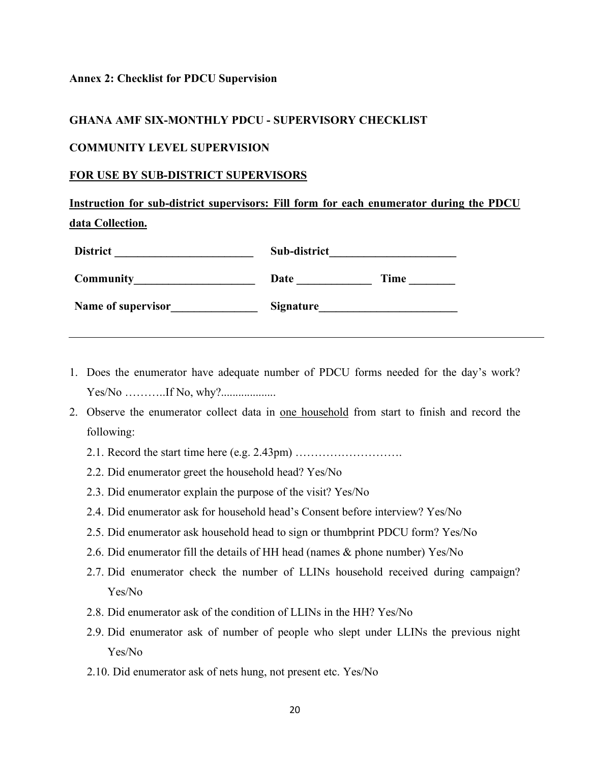**Annex 2: Checklist for PDCU Supervision**

**GHANA AMF SIX-MONTHLY PDCU - SUPERVISORY CHECKLIST**

**COMMUNITY LEVEL SUPERVISION**

**FOR USE BY SUB-DISTRICT SUPERVISORS**

**Instruction for sub-district supervisors: Fill form for each enumerator during the PDCU data Collection.**

| **District** ________________________ | **Sub-district**______________________ | |
|---|---|---|
| **Community**_____________________ | **Date** _____________ | **Time** ________ |
| **Name of supervisor**_______________ | **Signature**________________________ | |

---

1. Does the enumerator have adequate number of PDCU forms needed for the day's work? Yes/No ………..If No, why?...................
2. Observe the enumerator collect data in one household from start to finish and record the following:
   - 2.1. Record the start time here (e.g. 2.43pm) ……………………….
   - 2.2. Did enumerator greet the household head? Yes/No
   - 2.3. Did enumerator explain the purpose of the visit? Yes/No
   - 2.4. Did enumerator ask for household head's Consent before interview? Yes/No
   - 2.5. Did enumerator ask household head to sign or thumbprint PDCU form? Yes/No
   - 2.6. Did enumerator fill the details of HH head (names & phone number) Yes/No
   - 2.7. Did enumerator check the number of LLINs household received during campaign? Yes/No
   - 2.8. Did enumerator ask of the condition of LLINs in the HH? Yes/No
   - 2.9. Did enumerator ask of number of people who slept under LLINs the previous night Yes/No
   - 2.10. Did enumerator ask of nets hung, not present etc. Yes/No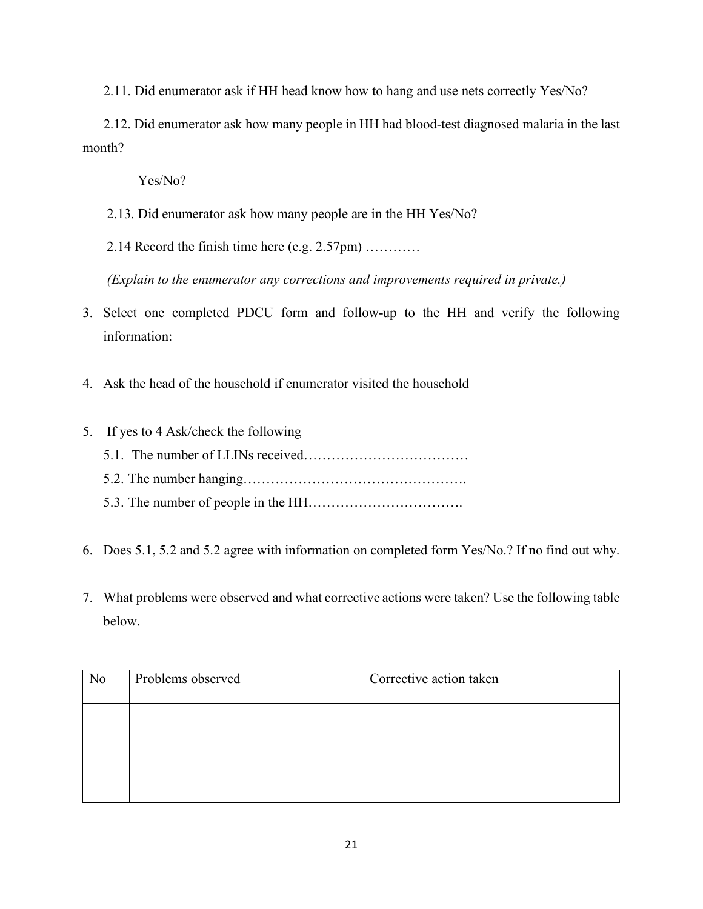2.11. Did enumerator ask if HH head know how to hang and use nets correctly Yes/No?

2.12. Did enumerator ask how many people in HH had blood-test diagnosed malaria in the last month?

Yes/No?

2.13. Did enumerator ask how many people are in the HH Yes/No?

2.14 Record the finish time here (e.g. 2.57pm) …………

*(Explain to the enumerator any corrections and improvements required in private.)*

3. Select one completed PDCU form and follow-up to the HH and verify the following information:

4. Ask the head of the household if enumerator visited the household

5. If yes to 4 Ask/check the following
   5.1. The number of LLINs received………………………………
   5.2. The number hanging………………………………………….
   5.3. The number of people in the HH…………………………….

6. Does 5.1, 5.2 and 5.2 agree with information on completed form Yes/No.? If no find out why.

7. What problems were observed and what corrective actions were taken? Use the following table below.

| No | Problems observed | Corrective action taken |
|---|---|---|
| | | |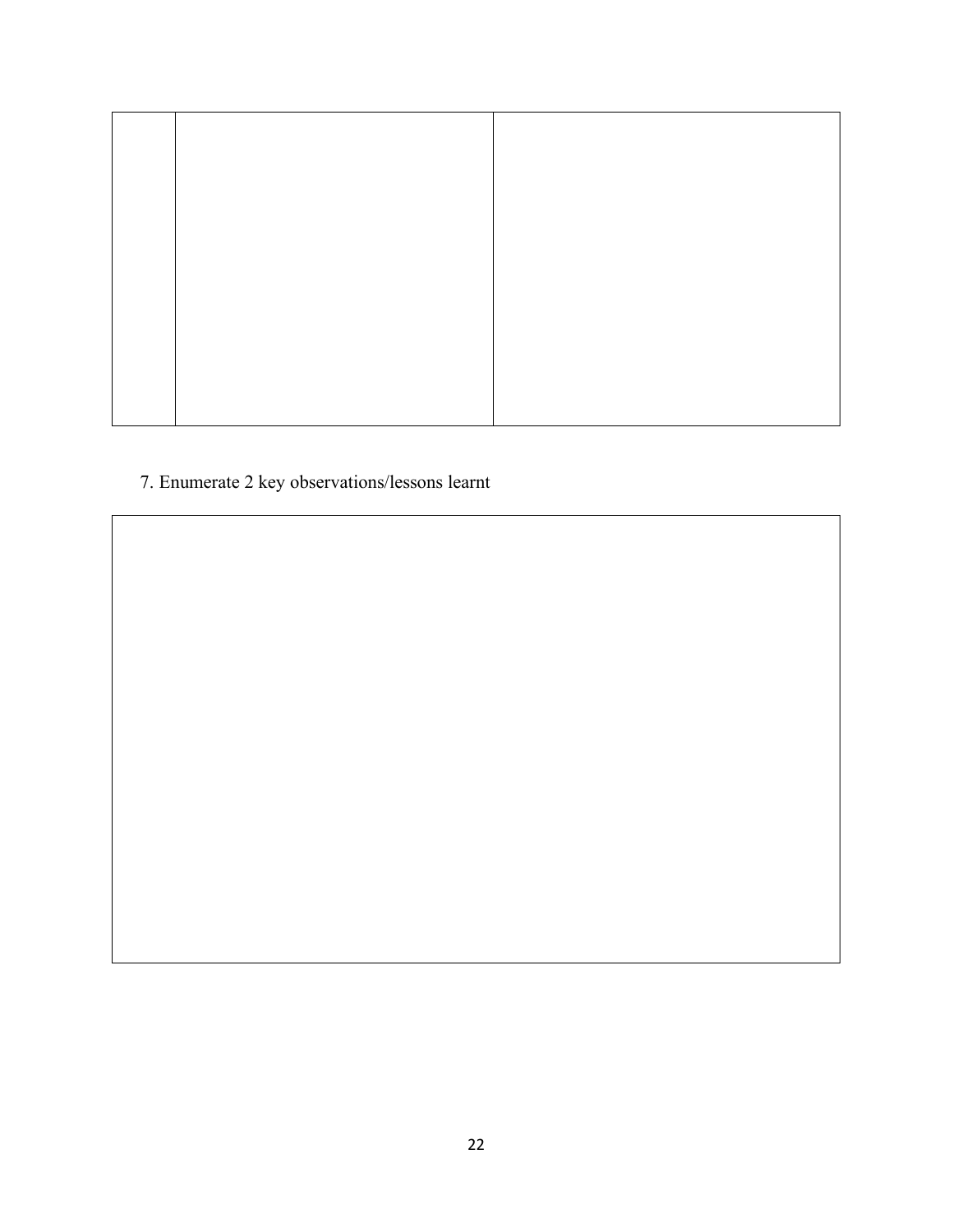| | | |
|---|---|---|
| | | |

7. Enumerate 2 key observations/lessons learnt

| |
|---|
| |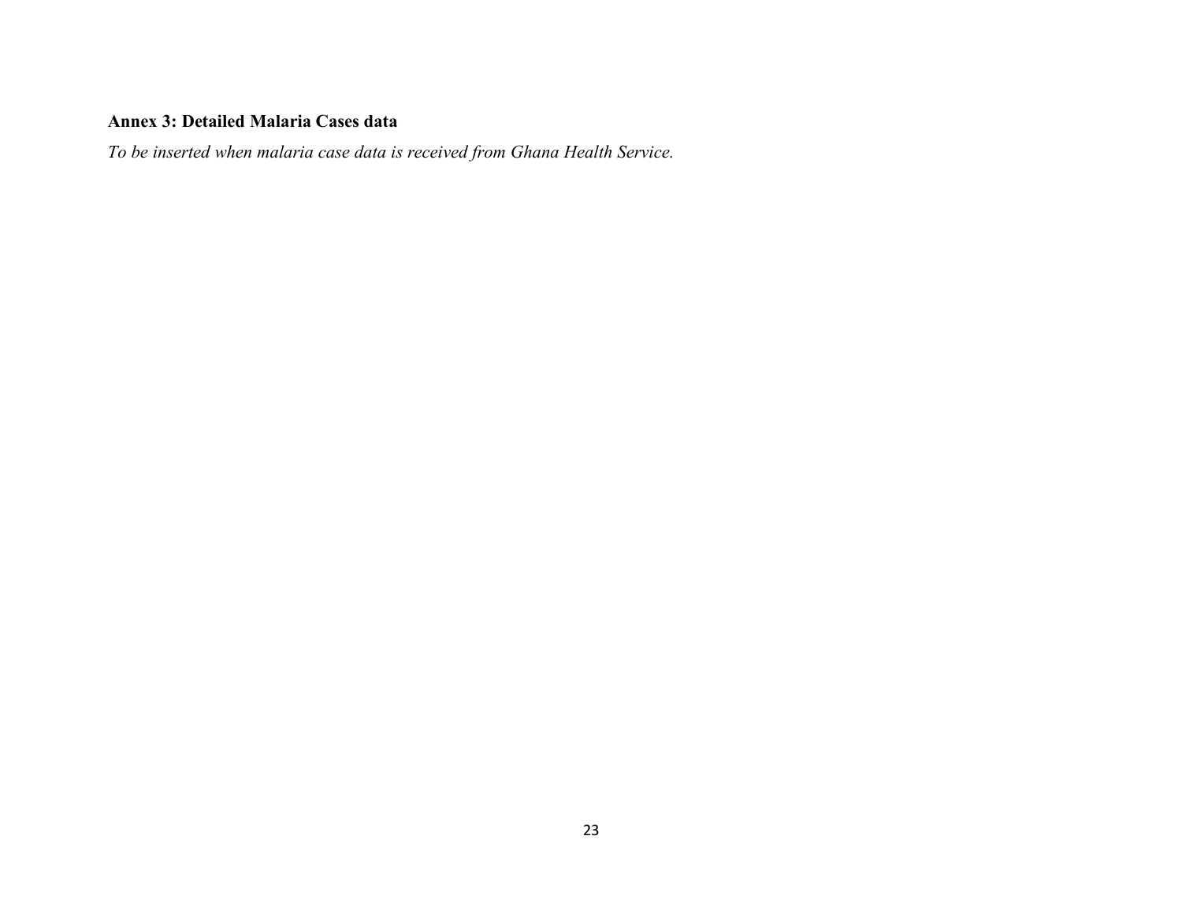**Annex 3: Detailed Malaria Cases data**

*To be inserted when malaria case data is received from Ghana Health Service.*